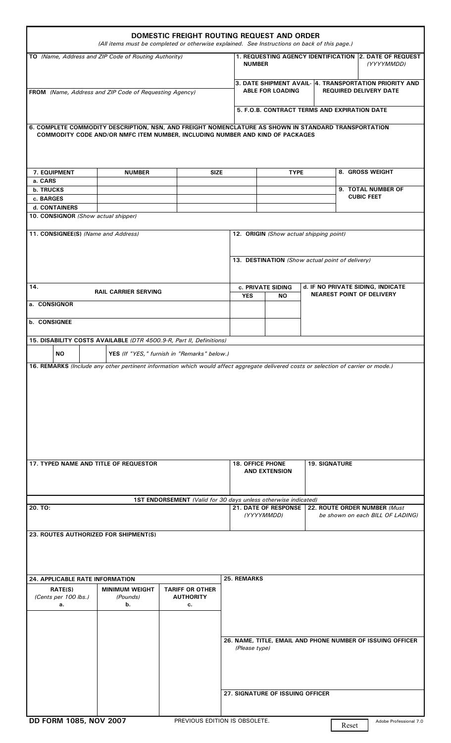# DOMESTIC FREIGHT ROUTING REQUEST AND ORDER

*(All items must be completed or otherwise explained. See Instructions on back of this page.)*

**TO** *(Name, Address and ZIP Code of Routing Authority)*

**1. REQUESTING AGENCY IDENTIFICATION NUMBER**

**2. DATE OF REQUEST** *(YYYYMMDD)*

**FROM** *(Name, Address and ZIP Code of Requesting Agency)*

**3. DATE SHIPMENT AVAILABLE FOR LOADING**

**4. TRANSPORTATION PRIORITY AND REQUIRED DELIVERY DATE**

**5. F.O.B. CONTRACT TERMS AND EXPIRATION DATE**

**6. COMPLETE COMMODITY DESCRIPTION, NSN, AND FREIGHT NOMENCLATURE AS SHOWN IN STANDARD TRANSPORTATION COMMODITY CODE AND/OR NMFC ITEM NUMBER, INCLUDING NUMBER AND KIND OF PACKAGES**

| 7. EQUIPMENT | NUMBER | SIZE | TYPE |
|---|---|---|---|
| a. CARS | | | |
| b. TRUCKS | | | |
| c. BARGES | | | |
| d. CONTAINERS | | | |

**8. GROSS WEIGHT**

**9. TOTAL NUMBER OF CUBIC FEET**

**10. CONSIGNOR** *(Show actual shipper)*

**11. CONSIGNEE(S)** *(Name and Address)*

**12. ORIGIN** *(Show actual shipping point)*

**13. DESTINATION** *(Show actual point of delivery)*

| 14. RAIL CARRIER SERVING | c. PRIVATE SIDING YES | c. PRIVATE SIDING NO | d. IF NO PRIVATE SIDING, INDICATE NEAREST POINT OF DELIVERY |
|---|---|---|---|
| a. CONSIGNOR | | | |
| b. CONSIGNEE | | | |

**15. DISABILITY COSTS AVAILABLE** *(DTR 4500.9-R, Part II, Definitions)*

☐ **NO** ☐ **YES** *(If "YES," furnish in "Remarks" below.)*

**16. REMARKS** *(Include any other pertinent information which would affect aggregate delivered costs or selection of carrier or mode.)*

**17. TYPED NAME AND TITLE OF REQUESTOR**

**18. OFFICE PHONE AND EXTENSION**

**19. SIGNATURE**

## 1ST ENDORSEMENT *(Valid for 30 days unless otherwise indicated)*

**20. TO:**

**21. DATE OF RESPONSE** *(YYYYMMDD)*

**22. ROUTE ORDER NUMBER** *(Must be shown on each BILL OF LADING)*

**23. ROUTES AUTHORIZED FOR SHIPMENT(S)**

**24. APPLICABLE RATE INFORMATION**

| RATE(S) *(Cents per 100 lbs.)* a. | MINIMUM WEIGHT *(Pounds)* b. | TARIFF OR OTHER AUTHORITY c. |
|---|---|---|
| | | |

**25. REMARKS**

**26. NAME, TITLE, EMAIL AND PHONE NUMBER OF ISSUING OFFICER** *(Please type)*

**27. SIGNATURE OF ISSUING OFFICER**

**DD FORM 1085, NOV 2007** PREVIOUS EDITION IS OBSOLETE. Reset Adobe Professional 7.0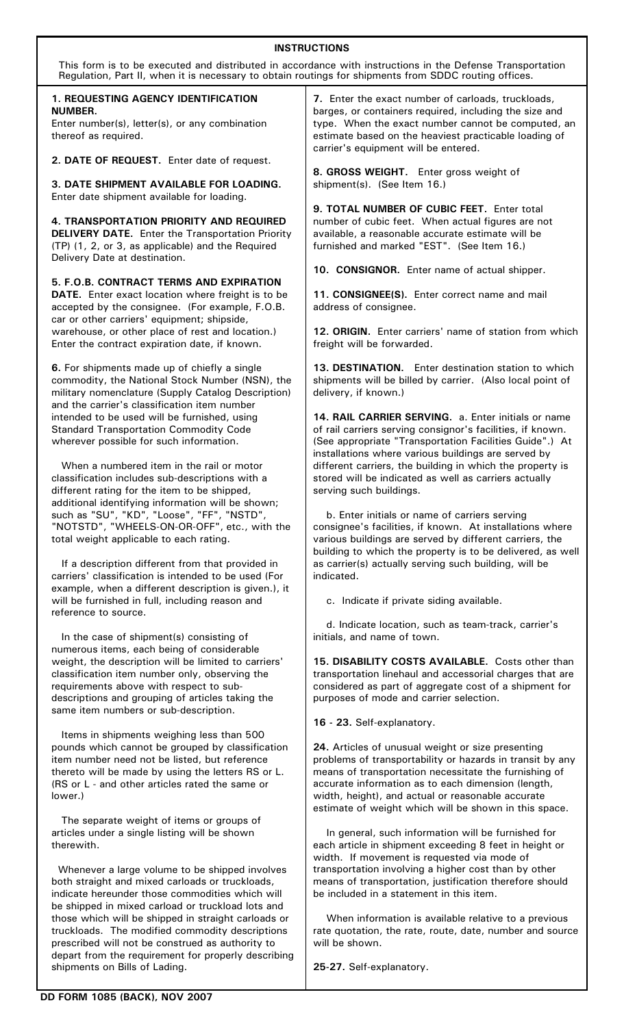# INSTRUCTIONS

This form is to be executed and distributed in accordance with instructions in the Defense Transportation Regulation, Part II, when it is necessary to obtain routings for shipments from SDDC routing offices.

**1. REQUESTING AGENCY IDENTIFICATION NUMBER.** Enter number(s), letter(s), or any combination thereof as required.

**2. DATE OF REQUEST.** Enter date of request.

**3. DATE SHIPMENT AVAILABLE FOR LOADING.** Enter date shipment available for loading.

**4. TRANSPORTATION PRIORITY AND REQUIRED DELIVERY DATE.** Enter the Transportation Priority (TP) (1, 2, or 3, as applicable) and the Required Delivery Date at destination.

**5. F.O.B. CONTRACT TERMS AND EXPIRATION DATE.** Enter exact location where freight is to be accepted by the consignee. (For example, F.O.B. car or other carriers' equipment; shipside, warehouse, or other place of rest and location.) Enter the contract expiration date, if known.

**6.** For shipments made up of chiefly a single commodity, the National Stock Number (NSN), the military nomenclature (Supply Catalog Description) and the carrier's classification item number intended to be used will be furnished, using Standard Transportation Commodity Code wherever possible for such information.

When a numbered item in the rail or motor classification includes sub-descriptions with a different rating for the item to be shipped, additional identifying information will be shown; such as "SU", "KD", "Loose", "FF", "NSTD", "NOTSTD", "WHEELS-ON-OR-OFF", etc., with the total weight applicable to each rating.

If a description different from that provided in carriers' classification is intended to be used (For example, when a different description is given.), it will be furnished in full, including reason and reference to source.

In the case of shipment(s) consisting of numerous items, each being of considerable weight, the description will be limited to carriers' classification item number only, observing the requirements above with respect to sub-descriptions and grouping of articles taking the same item numbers or sub-description.

Items in shipments weighing less than 500 pounds which cannot be grouped by classification item number need not be listed, but reference thereto will be made by using the letters RS or L. (RS or L - and other articles rated the same or lower.)

The separate weight of items or groups of articles under a single listing will be shown therewith.

Whenever a large volume to be shipped involves both straight and mixed carloads or truckloads, indicate hereunder those commodities which will be shipped in mixed carload or truckload lots and those which will be shipped in straight carloads or truckloads. The modified commodity descriptions prescribed will not be construed as authority to depart from the requirement for properly describing shipments on Bills of Lading.

**7.** Enter the exact number of carloads, truckloads, barges, or containers required, including the size and type. When the exact number cannot be computed, an estimate based on the heaviest practicable loading of carrier's equipment will be entered.

**8. GROSS WEIGHT.** Enter gross weight of shipment(s). (See Item 16.)

**9. TOTAL NUMBER OF CUBIC FEET.** Enter total number of cubic feet. When actual figures are not available, a reasonable accurate estimate will be furnished and marked "EST". (See Item 16.)

**10. CONSIGNOR.** Enter name of actual shipper.

**11. CONSIGNEE(S).** Enter correct name and mail address of consignee.

**12. ORIGIN.** Enter carriers' name of station from which freight will be forwarded.

**13. DESTINATION.** Enter destination station to which shipments will be billed by carrier. (Also local point of delivery, if known.)

**14. RAIL CARRIER SERVING.** a. Enter initials or name of rail carriers serving consignor's facilities, if known. (See appropriate "Transportation Facilities Guide".) At installations where various buildings are served by different carriers, the building in which the property is stored will be indicated as well as carriers actually serving such buildings.

b. Enter initials or name of carriers serving consignee's facilities, if known. At installations where various buildings are served by different carriers, the building to which the property is to be delivered, as well as carrier(s) actually serving such building, will be indicated.

c. Indicate if private siding available.

d. Indicate location, such as team-track, carrier's initials, and name of town.

**15. DISABILITY COSTS AVAILABLE.** Costs other than transportation linehaul and accessorial charges that are considered as part of aggregate cost of a shipment for purposes of mode and carrier selection.

**16 - 23.** Self-explanatory.

**24.** Articles of unusual weight or size presenting problems of transportability or hazards in transit by any means of transportation necessitate the furnishing of accurate information as to each dimension (length, width, height), and actual or reasonable accurate estimate of weight which will be shown in this space.

In general, such information will be furnished for each article in shipment exceeding 8 feet in height or width. If movement is requested via mode of transportation involving a higher cost than by other means of transportation, justification therefore should be included in a statement in this item.

When information is available relative to a previous rate quotation, the rate, route, date, number and source will be shown.

**25-27.** Self-explanatory.

**DD FORM 1085 (BACK), NOV 2007**